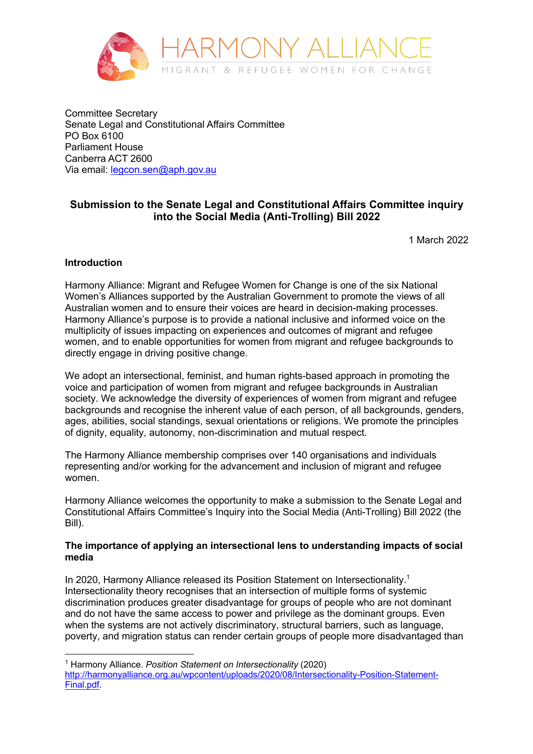HARMONY ALLIANCE
MIGRANT & REFUGEE WOMEN FOR CHANGE

Committee Secretary
Senate Legal and Constitutional Affairs Committee
PO Box 6100
Parliament House
Canberra ACT 2600
Via email: legcon.sen@aph.gov.au

## Submission to the Senate Legal and Constitutional Affairs Committee inquiry into the Social Media (Anti-Trolling) Bill 2022

1 March 2022

### Introduction

Harmony Alliance: Migrant and Refugee Women for Change is one of the six National Women's Alliances supported by the Australian Government to promote the views of all Australian women and to ensure their voices are heard in decision-making processes. Harmony Alliance's purpose is to provide a national inclusive and informed voice on the multiplicity of issues impacting on experiences and outcomes of migrant and refugee women, and to enable opportunities for women from migrant and refugee backgrounds to directly engage in driving positive change.

We adopt an intersectional, feminist, and human rights-based approach in promoting the voice and participation of women from migrant and refugee backgrounds in Australian society. We acknowledge the diversity of experiences of women from migrant and refugee backgrounds and recognise the inherent value of each person, of all backgrounds, genders, ages, abilities, social standings, sexual orientations or religions. We promote the principles of dignity, equality, autonomy, non-discrimination and mutual respect.

The Harmony Alliance membership comprises over 140 organisations and individuals representing and/or working for the advancement and inclusion of migrant and refugee women.

Harmony Alliance welcomes the opportunity to make a submission to the Senate Legal and Constitutional Affairs Committee's Inquiry into the Social Media (Anti-Trolling) Bill 2022 (the Bill).

### The importance of applying an intersectional lens to understanding impacts of social media

In 2020, Harmony Alliance released its Position Statement on Intersectionality.[1] Intersectionality theory recognises that an intersection of multiple forms of systemic discrimination produces greater disadvantage for groups of people who are not dominant and do not have the same access to power and privilege as the dominant groups. Even when the systems are not actively discriminatory, structural barriers, such as language, poverty, and migration status can render certain groups of people more disadvantaged than

[1] Harmony Alliance. *Position Statement on Intersectionality* (2020) http://harmonyalliance.org.au/wpcontent/uploads/2020/08/Intersectionality-Position-Statement-Final.pdf.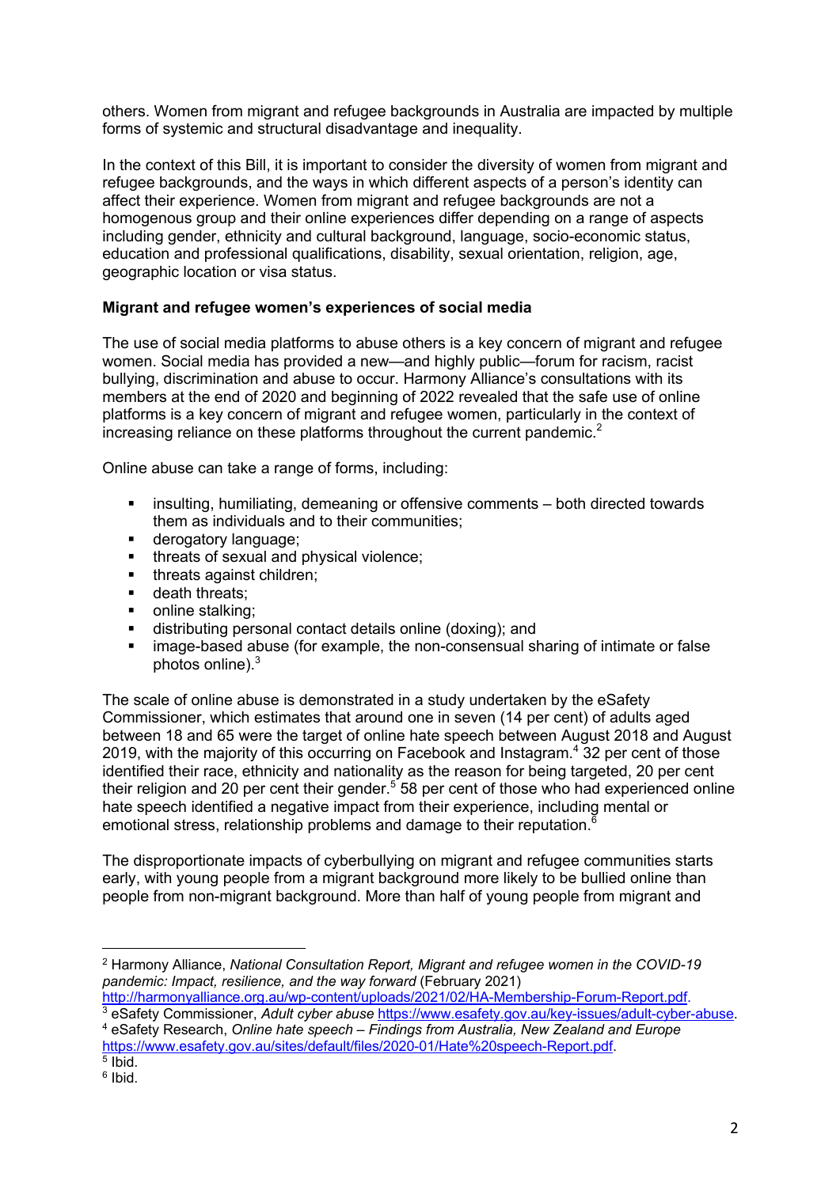others. Women from migrant and refugee backgrounds in Australia are impacted by multiple forms of systemic and structural disadvantage and inequality.

In the context of this Bill, it is important to consider the diversity of women from migrant and refugee backgrounds, and the ways in which different aspects of a person's identity can affect their experience. Women from migrant and refugee backgrounds are not a homogenous group and their online experiences differ depending on a range of aspects including gender, ethnicity and cultural background, language, socio-economic status, education and professional qualifications, disability, sexual orientation, religion, age, geographic location or visa status.

**Migrant and refugee women's experiences of social media**

The use of social media platforms to abuse others is a key concern of migrant and refugee women. Social media has provided a new—and highly public—forum for racism, racist bullying, discrimination and abuse to occur. Harmony Alliance's consultations with its members at the end of 2020 and beginning of 2022 revealed that the safe use of online platforms is a key concern of migrant and refugee women, particularly in the context of increasing reliance on these platforms throughout the current pandemic.[2]

Online abuse can take a range of forms, including:

- insulting, humiliating, demeaning or offensive comments – both directed towards them as individuals and to their communities;
- derogatory language;
- threats of sexual and physical violence;
- threats against children;
- death threats;
- online stalking;
- distributing personal contact details online (doxing); and
- image-based abuse (for example, the non-consensual sharing of intimate or false photos online).[3]

The scale of online abuse is demonstrated in a study undertaken by the eSafety Commissioner, which estimates that around one in seven (14 per cent) of adults aged between 18 and 65 were the target of online hate speech between August 2018 and August 2019, with the majority of this occurring on Facebook and Instagram.[4] 32 per cent of those identified their race, ethnicity and nationality as the reason for being targeted, 20 per cent their religion and 20 per cent their gender.[5] 58 per cent of those who had experienced online hate speech identified a negative impact from their experience, including mental or emotional stress, relationship problems and damage to their reputation.[6]

The disproportionate impacts of cyberbullying on migrant and refugee communities starts early, with young people from a migrant background more likely to be bullied online than people from non-migrant background. More than half of young people from migrant and

---

[2] Harmony Alliance, *National Consultation Report, Migrant and refugee women in the COVID-19 pandemic: Impact, resilience, and the way forward* (February 2021) http://harmonyalliance.org.au/wp-content/uploads/2021/02/HA-Membership-Forum-Report.pdf.

[3] eSafety Commissioner, *Adult cyber abuse* https://www.esafety.gov.au/key-issues/adult-cyber-abuse.

[4] eSafety Research, *Online hate speech – Findings from Australia, New Zealand and Europe* https://www.esafety.gov.au/sites/default/files/2020-01/Hate%20speech-Report.pdf.

[5] Ibid.

[6] Ibid.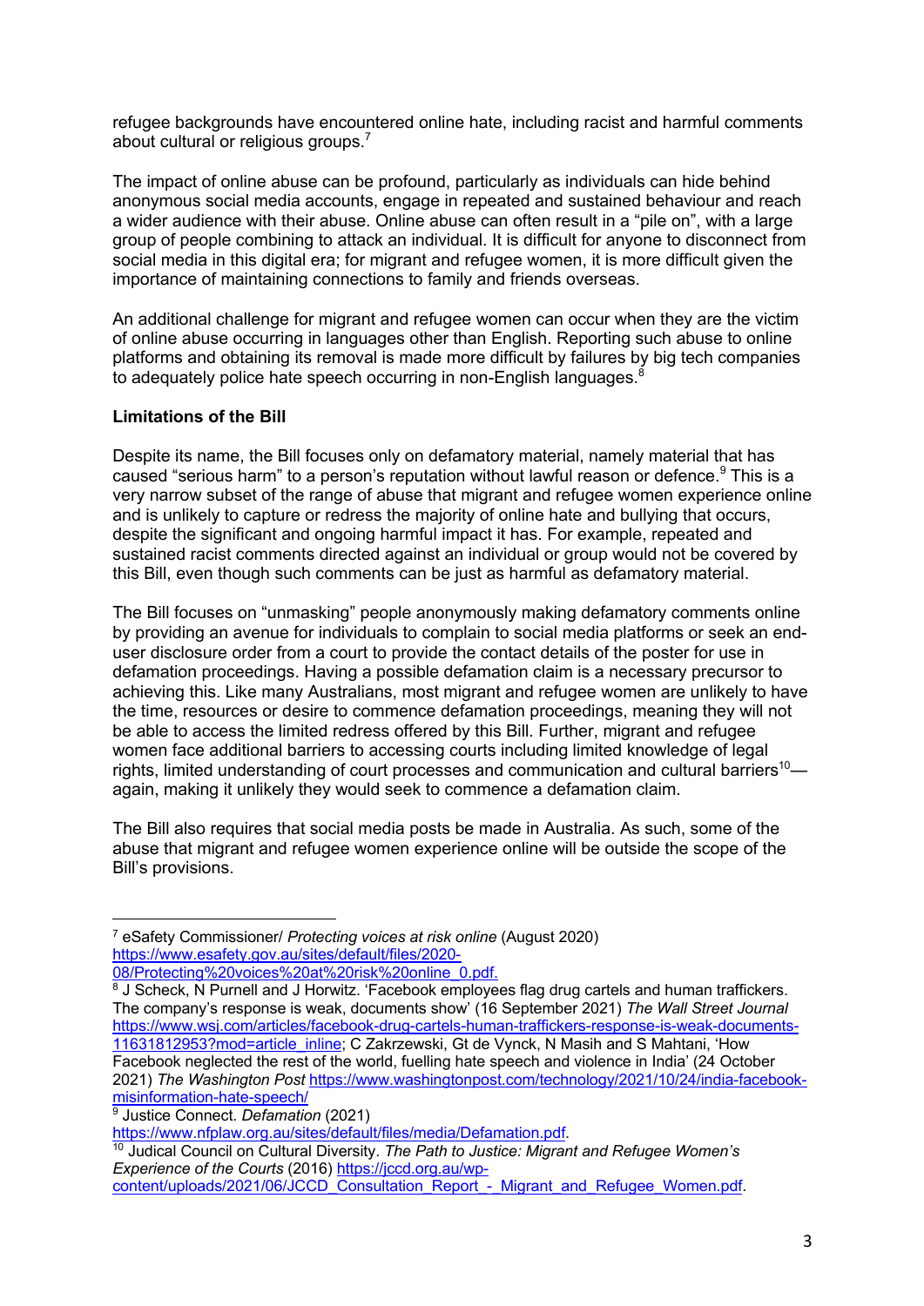refugee backgrounds have encountered online hate, including racist and harmful comments about cultural or religious groups.[7]

The impact of online abuse can be profound, particularly as individuals can hide behind anonymous social media accounts, engage in repeated and sustained behaviour and reach a wider audience with their abuse. Online abuse can often result in a "pile on", with a large group of people combining to attack an individual. It is difficult for anyone to disconnect from social media in this digital era; for migrant and refugee women, it is more difficult given the importance of maintaining connections to family and friends overseas.

An additional challenge for migrant and refugee women can occur when they are the victim of online abuse occurring in languages other than English. Reporting such abuse to online platforms and obtaining its removal is made more difficult by failures by big tech companies to adequately police hate speech occurring in non-English languages.[8]

**Limitations of the Bill**

Despite its name, the Bill focuses only on defamatory material, namely material that has caused "serious harm" to a person's reputation without lawful reason or defence.[9] This is a very narrow subset of the range of abuse that migrant and refugee women experience online and is unlikely to capture or redress the majority of online hate and bullying that occurs, despite the significant and ongoing harmful impact it has. For example, repeated and sustained racist comments directed against an individual or group would not be covered by this Bill, even though such comments can be just as harmful as defamatory material.

The Bill focuses on "unmasking" people anonymously making defamatory comments online by providing an avenue for individuals to complain to social media platforms or seek an end-user disclosure order from a court to provide the contact details of the poster for use in defamation proceedings. Having a possible defamation claim is a necessary precursor to achieving this. Like many Australians, most migrant and refugee women are unlikely to have the time, resources or desire to commence defamation proceedings, meaning they will not be able to access the limited redress offered by this Bill. Further, migrant and refugee women face additional barriers to accessing courts including limited knowledge of legal rights, limited understanding of court processes and communication and cultural barriers[10]—again, making it unlikely they would seek to commence a defamation claim.

The Bill also requires that social media posts be made in Australia. As such, some of the abuse that migrant and refugee women experience online will be outside the scope of the Bill's provisions.

---

[7] eSafety Commissioner/ *Protecting voices at risk online* (August 2020) https://www.esafety.gov.au/sites/default/files/2020-08/Protecting%20voices%20at%20risk%20online_0.pdf.

[8] J Scheck, N Purnell and J Horwitz. 'Facebook employees flag drug cartels and human traffickers. The company's response is weak, documents show' (16 September 2021) *The Wall Street Journal* https://www.wsj.com/articles/facebook-drug-cartels-human-traffickers-response-is-weak-documents-11631812953?mod=article_inline; C Zakrzewski, Gt de Vynck, N Masih and S Mahtani, 'How Facebook neglected the rest of the world, fuelling hate speech and violence in India' (24 October 2021) *The Washington Post* https://www.washingtonpost.com/technology/2021/10/24/india-facebook-misinformation-hate-speech/

[9] Justice Connect. *Defamation* (2021) https://www.nfplaw.org.au/sites/default/files/media/Defamation.pdf.

[10] Judical Council on Cultural Diversity. *The Path to Justice: Migrant and Refugee Women's Experience of the Courts* (2016) https://jccd.org.au/wp-content/uploads/2021/06/JCCD_Consultation_Report_-_Migrant_and_Refugee_Women.pdf.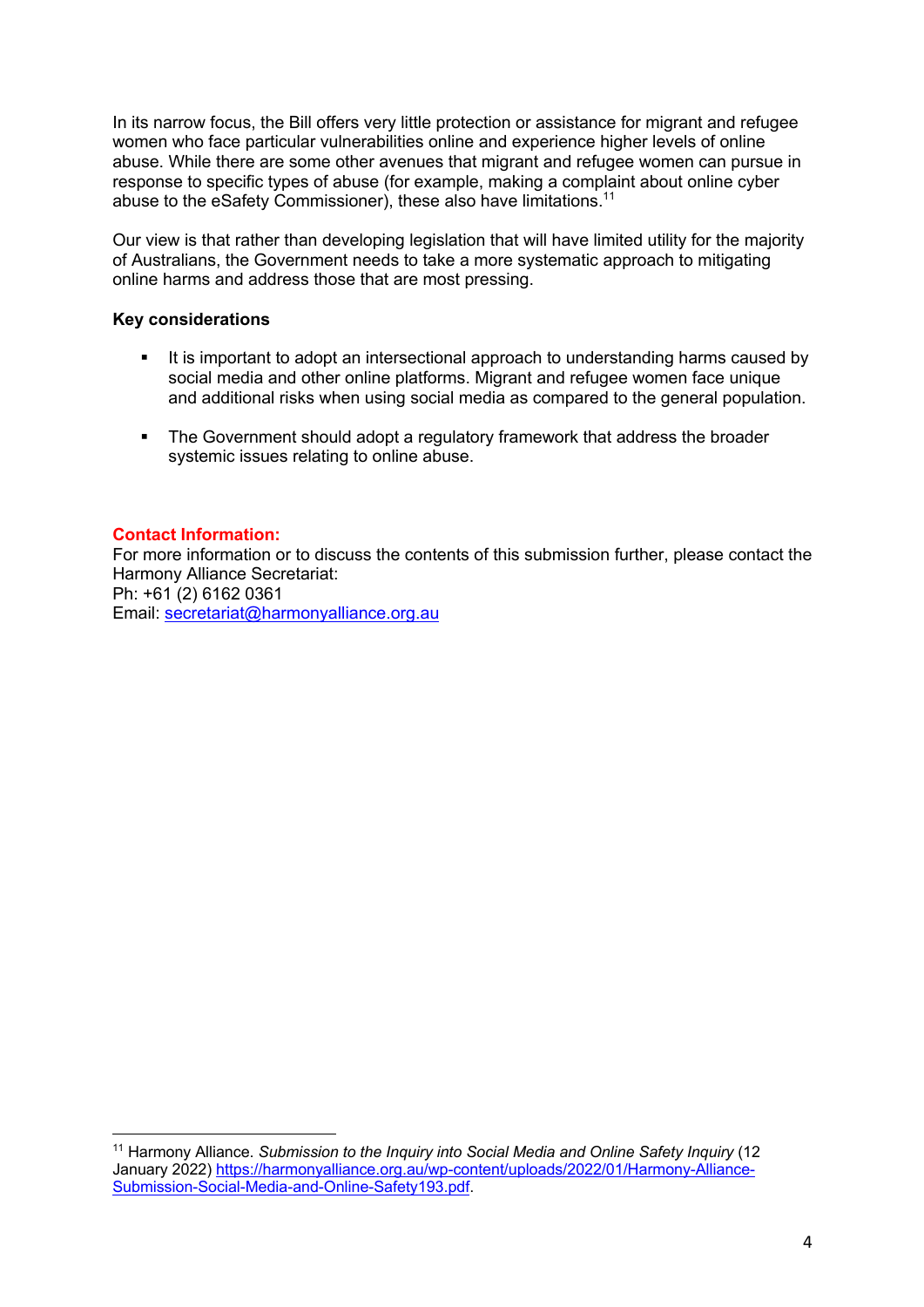In its narrow focus, the Bill offers very little protection or assistance for migrant and refugee women who face particular vulnerabilities online and experience higher levels of online abuse. While there are some other avenues that migrant and refugee women can pursue in response to specific types of abuse (for example, making a complaint about online cyber abuse to the eSafety Commissioner), these also have limitations.[11]

Our view is that rather than developing legislation that will have limited utility for the majority of Australians, the Government needs to take a more systematic approach to mitigating online harms and address those that are most pressing.

**Key considerations**

- It is important to adopt an intersectional approach to understanding harms caused by social media and other online platforms. Migrant and refugee women face unique and additional risks when using social media as compared to the general population.
- The Government should adopt a regulatory framework that address the broader systemic issues relating to online abuse.

**Contact Information:**

For more information or to discuss the contents of this submission further, please contact the Harmony Alliance Secretariat:
Ph: +61 (2) 6162 0361
Email: secretariat@harmonyalliance.org.au

[11] Harmony Alliance. *Submission to the Inquiry into Social Media and Online Safety Inquiry* (12 January 2022) https://harmonyalliance.org.au/wp-content/uploads/2022/01/Harmony-Alliance-Submission-Social-Media-and-Online-Safety193.pdf.